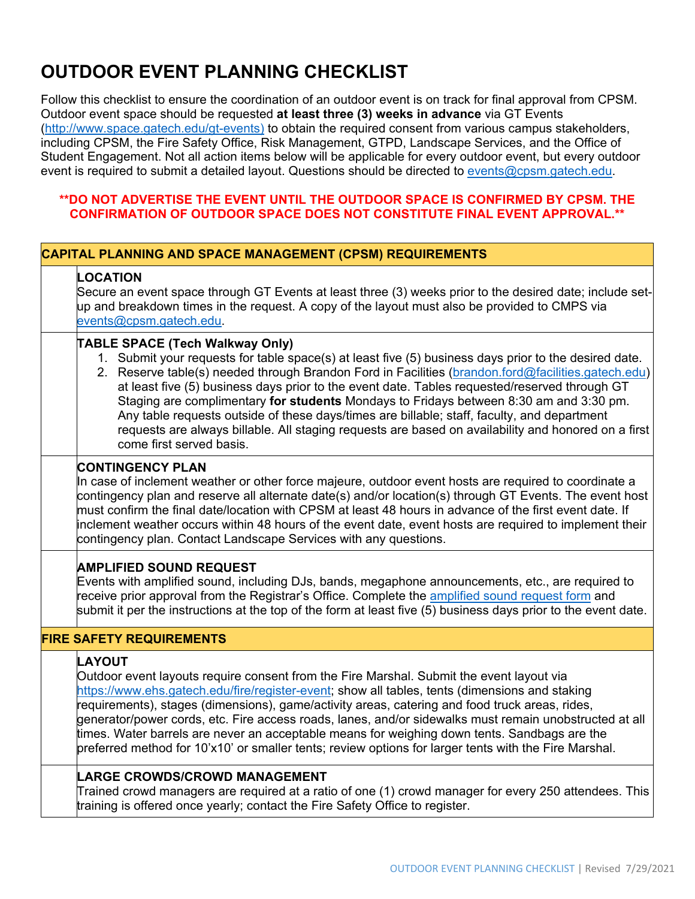# OUTDOOR EVENT PLANNING CHECKLIST

Follow this checklist to ensure the coordination of an outdoor event is on track for final approval from CPSM. Outdoor event space should be requested **at least three (3) weeks in advance** via GT Events (http://www.space.gatech.edu/gt-events) to obtain the required consent from various campus stakeholders, including CPSM, the Fire Safety Office, Risk Management, GTPD, Landscape Services, and the Office of Student Engagement. Not all action items below will be applicable for every outdoor event, but every outdoor event is required to submit a detailed layout. Questions should be directed to events@cpsm.gatech.edu.

**\*\*DO NOT ADVERTISE THE EVENT UNTIL THE OUTDOOR SPACE IS CONFIRMED BY CPSM. THE CONFIRMATION OF OUTDOOR SPACE DOES NOT CONSTITUTE FINAL EVENT APPROVAL.\*\***

## CAPITAL PLANNING AND SPACE MANAGEMENT (CPSM) REQUIREMENTS

**LOCATION**
Secure an event space through GT Events at least three (3) weeks prior to the desired date; include set-up and breakdown times in the request. A copy of the layout must also be provided to CMPS via events@cpsm.gatech.edu.

**TABLE SPACE (Tech Walkway Only)**

1. Submit your requests for table space(s) at least five (5) business days prior to the desired date.
2. Reserve table(s) needed through Brandon Ford in Facilities (brandon.ford@facilities.gatech.edu) at least five (5) business days prior to the event date. Tables requested/reserved through GT Staging are complimentary **for students** Mondays to Fridays between 8:30 am and 3:30 pm. Any table requests outside of these days/times are billable; staff, faculty, and department requests are always billable. All staging requests are based on availability and honored on a first come first served basis.

**CONTINGENCY PLAN**
In case of inclement weather or other force majeure, outdoor event hosts are required to coordinate a contingency plan and reserve all alternate date(s) and/or location(s) through GT Events. The event host must confirm the final date/location with CPSM at least 48 hours in advance of the first event date. If inclement weather occurs within 48 hours of the event date, event hosts are required to implement their contingency plan. Contact Landscape Services with any questions.

**AMPLIFIED SOUND REQUEST**
Events with amplified sound, including DJs, bands, megaphone announcements, etc., are required to receive prior approval from the Registrar's Office. Complete the amplified sound request form and submit it per the instructions at the top of the form at least five (5) business days prior to the event date.

## FIRE SAFETY REQUIREMENTS

**LAYOUT**
Outdoor event layouts require consent from the Fire Marshal. Submit the event layout via https://www.ehs.gatech.edu/fire/register-event; show all tables, tents (dimensions and staking requirements), stages (dimensions), game/activity areas, catering and food truck areas, rides, generator/power cords, etc. Fire access roads, lanes, and/or sidewalks must remain unobstructed at all times. Water barrels are never an acceptable means for weighing down tents. Sandbags are the preferred method for 10'x10' or smaller tents; review options for larger tents with the Fire Marshal.

**LARGE CROWDS/CROWD MANAGEMENT**
Trained crowd managers are required at a ratio of one (1) crowd manager for every 250 attendees. This training is offered once yearly; contact the Fire Safety Office to register.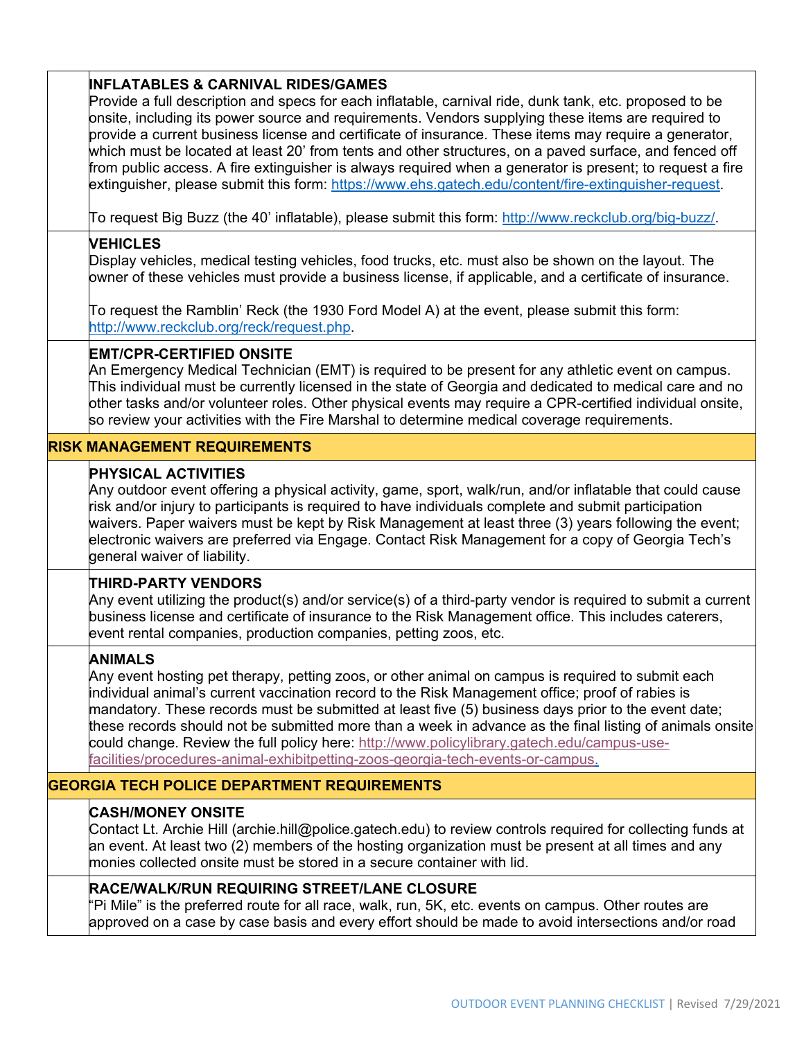**INFLATABLES & CARNIVAL RIDES/GAMES**
Provide a full description and specs for each inflatable, carnival ride, dunk tank, etc. proposed to be onsite, including its power source and requirements. Vendors supplying these items are required to provide a current business license and certificate of insurance. These items may require a generator, which must be located at least 20' from tents and other structures, on a paved surface, and fenced off from public access. A fire extinguisher is always required when a generator is present; to request a fire extinguisher, please submit this form: https://www.ehs.gatech.edu/content/fire-extinguisher-request.

To request Big Buzz (the 40' inflatable), please submit this form: http://www.reckclub.org/big-buzz/.

**VEHICLES**
Display vehicles, medical testing vehicles, food trucks, etc. must also be shown on the layout. The owner of these vehicles must provide a business license, if applicable, and a certificate of insurance.

To request the Ramblin' Reck (the 1930 Ford Model A) at the event, please submit this form: http://www.reckclub.org/reck/request.php.

**EMT/CPR-CERTIFIED ONSITE**
An Emergency Medical Technician (EMT) is required to be present for any athletic event on campus. This individual must be currently licensed in the state of Georgia and dedicated to medical care and no other tasks and/or volunteer roles. Other physical events may require a CPR-certified individual onsite, so review your activities with the Fire Marshal to determine medical coverage requirements.

## RISK MANAGEMENT REQUIREMENTS

**PHYSICAL ACTIVITIES**
Any outdoor event offering a physical activity, game, sport, walk/run, and/or inflatable that could cause risk and/or injury to participants is required to have individuals complete and submit participation waivers. Paper waivers must be kept by Risk Management at least three (3) years following the event; electronic waivers are preferred via Engage. Contact Risk Management for a copy of Georgia Tech's general waiver of liability.

**THIRD-PARTY VENDORS**
Any event utilizing the product(s) and/or service(s) of a third-party vendor is required to submit a current business license and certificate of insurance to the Risk Management office. This includes caterers, event rental companies, production companies, petting zoos, etc.

**ANIMALS**
Any event hosting pet therapy, petting zoos, or other animal on campus is required to submit each individual animal's current vaccination record to the Risk Management office; proof of rabies is mandatory. These records must be submitted at least five (5) business days prior to the event date; these records should not be submitted more than a week in advance as the final listing of animals onsite could change. Review the full policy here: http://www.policylibrary.gatech.edu/campus-use-facilities/procedures-animal-exhibitpetting-zoos-georgia-tech-events-or-campus.

## GEORGIA TECH POLICE DEPARTMENT REQUIREMENTS

**CASH/MONEY ONSITE**
Contact Lt. Archie Hill (archie.hill@police.gatech.edu) to review controls required for collecting funds at an event. At least two (2) members of the hosting organization must be present at all times and any monies collected onsite must be stored in a secure container with lid.

**RACE/WALK/RUN REQUIRING STREET/LANE CLOSURE**
"Pi Mile" is the preferred route for all race, walk, run, 5K, etc. events on campus. Other routes are approved on a case by case basis and every effort should be made to avoid intersections and/or road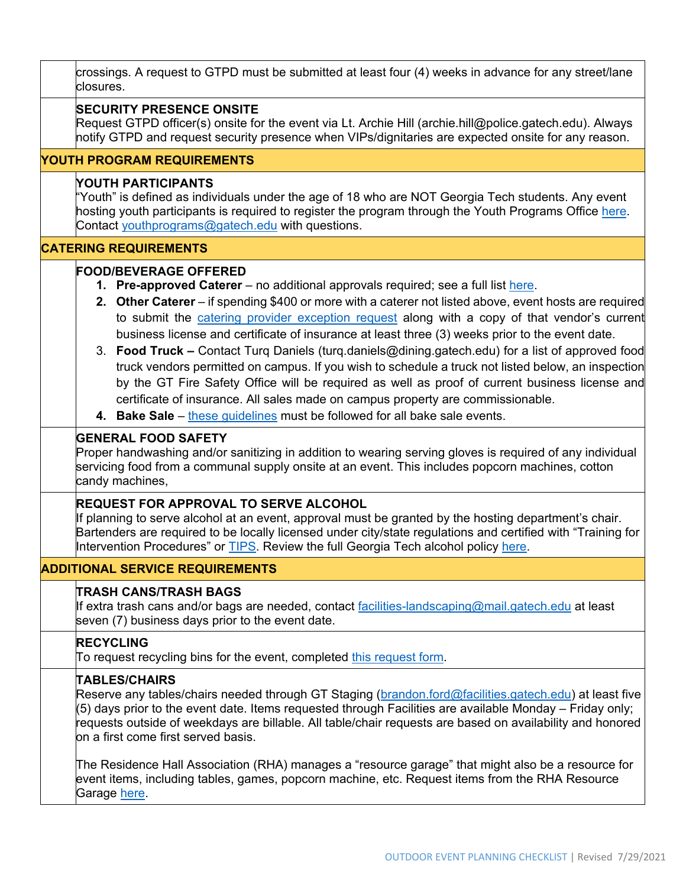crossings. A request to GTPD must be submitted at least four (4) weeks in advance for any street/lane closures.

**SECURITY PRESENCE ONSITE**
Request GTPD officer(s) onsite for the event via Lt. Archie Hill (archie.hill@police.gatech.edu). Always notify GTPD and request security presence when VIPs/dignitaries are expected onsite for any reason.

## YOUTH PROGRAM REQUIREMENTS

**YOUTH PARTICIPANTS**
"Youth" is defined as individuals under the age of 18 who are NOT Georgia Tech students. Any event hosting youth participants is required to register the program through the Youth Programs Office here. Contact youthprograms@gatech.edu with questions.

## CATERING REQUIREMENTS

**FOOD/BEVERAGE OFFERED**

1. **Pre-approved Caterer** – no additional approvals required; see a full list here.
2. **Other Caterer** – if spending $400 or more with a caterer not listed above, event hosts are required to submit the catering provider exception request along with a copy of that vendor's current business license and certificate of insurance at least three (3) weeks prior to the event date.
3. **Food Truck –** Contact Turq Daniels (turq.daniels@dining.gatech.edu) for a list of approved food truck vendors permitted on campus. If you wish to schedule a truck not listed below, an inspection by the GT Fire Safety Office will be required as well as proof of current business license and certificate of insurance. All sales made on campus property are commissionable.
4. **Bake Sale** – these guidelines must be followed for all bake sale events.

**GENERAL FOOD SAFETY**
Proper handwashing and/or sanitizing in addition to wearing serving gloves is required of any individual servicing food from a communal supply onsite at an event. This includes popcorn machines, cotton candy machines,

**REQUEST FOR APPROVAL TO SERVE ALCOHOL**
If planning to serve alcohol at an event, approval must be granted by the hosting department's chair. Bartenders are required to be locally licensed under city/state regulations and certified with "Training for Intervention Procedures" or TIPS. Review the full Georgia Tech alcohol policy here.

## ADDITIONAL SERVICE REQUIREMENTS

**TRASH CANS/TRASH BAGS**
If extra trash cans and/or bags are needed, contact facilities-landscaping@mail.gatech.edu at least seven (7) business days prior to the event date.

**RECYCLING**
To request recycling bins for the event, completed this request form.

**TABLES/CHAIRS**
Reserve any tables/chairs needed through GT Staging (brandon.ford@facilities.gatech.edu) at least five (5) days prior to the event date. Items requested through Facilities are available Monday – Friday only; requests outside of weekdays are billable. All table/chair requests are based on availability and honored on a first come first served basis.

The Residence Hall Association (RHA) manages a "resource garage" that might also be a resource for event items, including tables, games, popcorn machine, etc. Request items from the RHA Resource Garage here.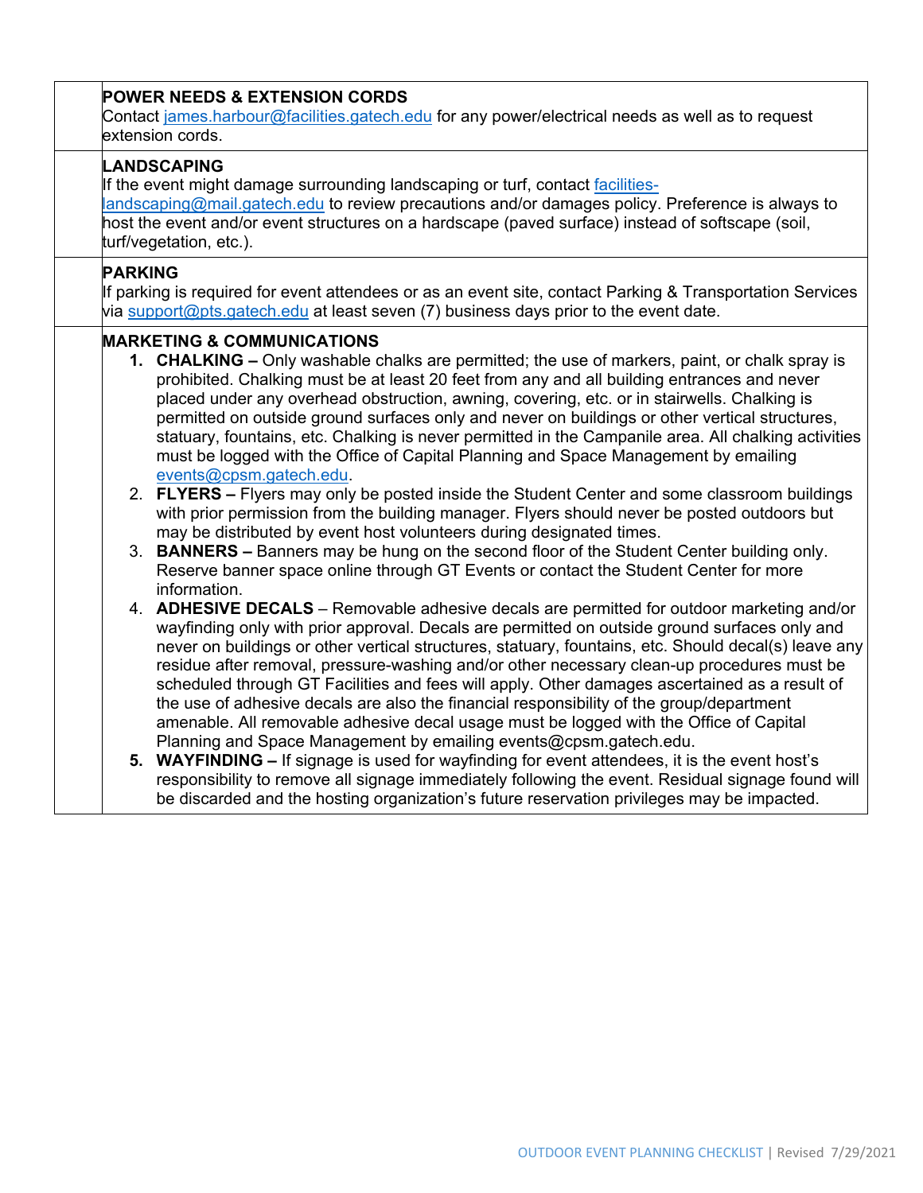| | |
|---|---|
| | **POWER NEEDS & EXTENSION CORDS**<br>Contact james.harbour@facilities.gatech.edu for any power/electrical needs as well as to request extension cords. |
| | **LANDSCAPING**<br>If the event might damage surrounding landscaping or turf, contact facilities-landscaping@mail.gatech.edu to review precautions and/or damages policy. Preference is always to host the event and/or event structures on a hardscape (paved surface) instead of softscape (soil, turf/vegetation, etc.). |
| | **PARKING**<br>If parking is required for event attendees or as an event site, contact Parking & Transportation Services via support@pts.gatech.edu at least seven (7) business days prior to the event date. |
| | **MARKETING & COMMUNICATIONS**<br>**1. CHALKING –** Only washable chalks are permitted; the use of markers, paint, or chalk spray is prohibited. Chalking must be at least 20 feet from any and all building entrances and never placed under any overhead obstruction, awning, covering, etc. or in stairwells. Chalking is permitted on outside ground surfaces only and never on buildings or other vertical structures, statuary, fountains, etc. Chalking is never permitted in the Campanile area. All chalking activities must be logged with the Office of Capital Planning and Space Management by emailing events@cpsm.gatech.edu.<br>2. **FLYERS –** Flyers may only be posted inside the Student Center and some classroom buildings with prior permission from the building manager. Flyers should never be posted outdoors but may be distributed by event host volunteers during designated times.<br>3. **BANNERS –** Banners may be hung on the second floor of the Student Center building only. Reserve banner space online through GT Events or contact the Student Center for more information.<br>4. **ADHESIVE DECALS** – Removable adhesive decals are permitted for outdoor marketing and/or wayfinding only with prior approval. Decals are permitted on outside ground surfaces only and never on buildings or other vertical structures, statuary, fountains, etc. Should decal(s) leave any residue after removal, pressure-washing and/or other necessary clean-up procedures must be scheduled through GT Facilities and fees will apply. Other damages ascertained as a result of the use of adhesive decals are also the financial responsibility of the group/department amenable. All removable adhesive decal usage must be logged with the Office of Capital Planning and Space Management by emailing events@cpsm.gatech.edu.<br>**5. WAYFINDING –** If signage is used for wayfinding for event attendees, it is the event host's responsibility to remove all signage immediately following the event. Residual signage found will be discarded and the hosting organization's future reservation privileges may be impacted. |